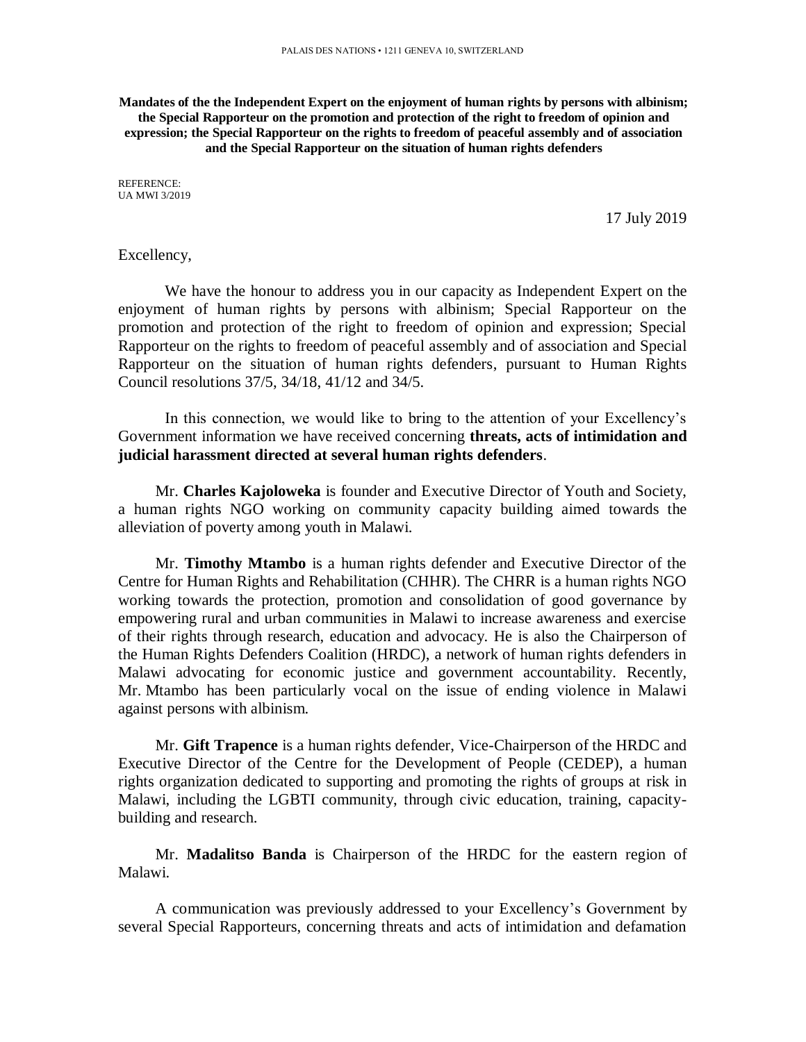PALAIS DES NATIONS • 1211 GENEVA 10, SWITZERLAND

**Mandates of the the Independent Expert on the enjoyment of human rights by persons with albinism; the Special Rapporteur on the promotion and protection of the right to freedom of opinion and expression; the Special Rapporteur on the rights to freedom of peaceful assembly and of association and the Special Rapporteur on the situation of human rights defenders**

REFERENCE:
UA MWI 3/2019

17 July 2019

Excellency,

We have the honour to address you in our capacity as Independent Expert on the enjoyment of human rights by persons with albinism; Special Rapporteur on the promotion and protection of the right to freedom of opinion and expression; Special Rapporteur on the rights to freedom of peaceful assembly and of association and Special Rapporteur on the situation of human rights defenders, pursuant to Human Rights Council resolutions 37/5, 34/18, 41/12 and 34/5.

In this connection, we would like to bring to the attention of your Excellency's Government information we have received concerning **threats, acts of intimidation and judicial harassment directed at several human rights defenders**.

Mr. **Charles Kajoloweka** is founder and Executive Director of Youth and Society, a human rights NGO working on community capacity building aimed towards the alleviation of poverty among youth in Malawi.

Mr. **Timothy Mtambo** is a human rights defender and Executive Director of the Centre for Human Rights and Rehabilitation (CHHR). The CHRR is a human rights NGO working towards the protection, promotion and consolidation of good governance by empowering rural and urban communities in Malawi to increase awareness and exercise of their rights through research, education and advocacy. He is also the Chairperson of the Human Rights Defenders Coalition (HRDC), a network of human rights defenders in Malawi advocating for economic justice and government accountability. Recently, Mr. Mtambo has been particularly vocal on the issue of ending violence in Malawi against persons with albinism.

Mr. **Gift Trapence** is a human rights defender, Vice-Chairperson of the HRDC and Executive Director of the Centre for the Development of People (CEDEP), a human rights organization dedicated to supporting and promoting the rights of groups at risk in Malawi, including the LGBTI community, through civic education, training, capacity-building and research.

Mr. **Madalitso Banda** is Chairperson of the HRDC for the eastern region of Malawi.

A communication was previously addressed to your Excellency's Government by several Special Rapporteurs, concerning threats and acts of intimidation and defamation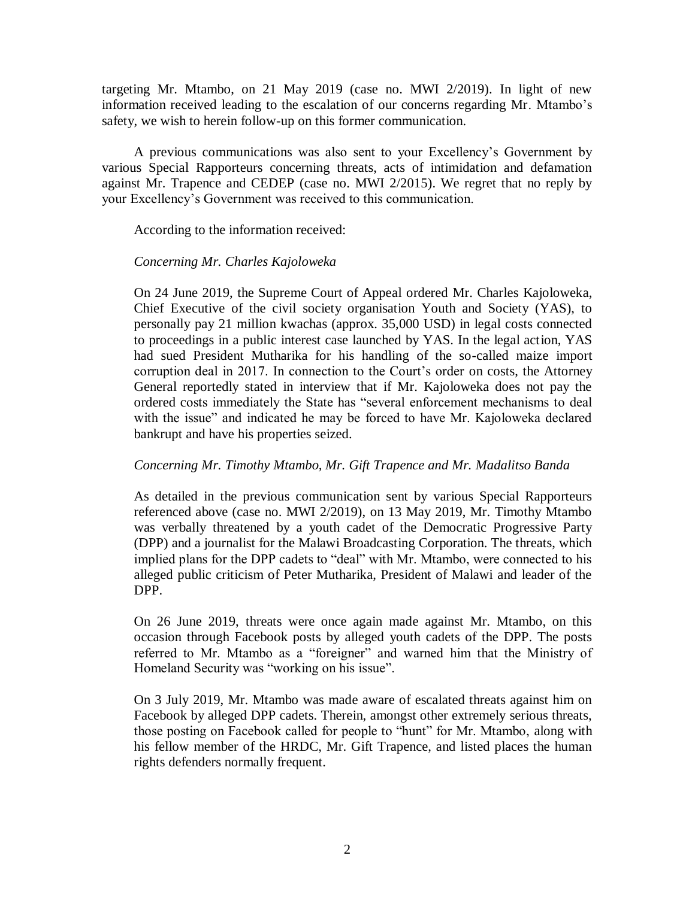targeting Mr. Mtambo, on 21 May 2019 (case no. MWI 2/2019). In light of new information received leading to the escalation of our concerns regarding Mr. Mtambo's safety, we wish to herein follow-up on this former communication.

A previous communications was also sent to your Excellency's Government by various Special Rapporteurs concerning threats, acts of intimidation and defamation against Mr. Trapence and CEDEP (case no. MWI 2/2015). We regret that no reply by your Excellency's Government was received to this communication.

According to the information received:

*Concerning Mr. Charles Kajoloweka*

On 24 June 2019, the Supreme Court of Appeal ordered Mr. Charles Kajoloweka, Chief Executive of the civil society organisation Youth and Society (YAS), to personally pay 21 million kwachas (approx. 35,000 USD) in legal costs connected to proceedings in a public interest case launched by YAS. In the legal action, YAS had sued President Mutharika for his handling of the so-called maize import corruption deal in 2017. In connection to the Court's order on costs, the Attorney General reportedly stated in interview that if Mr. Kajoloweka does not pay the ordered costs immediately the State has "several enforcement mechanisms to deal with the issue" and indicated he may be forced to have Mr. Kajoloweka declared bankrupt and have his properties seized.

*Concerning Mr. Timothy Mtambo, Mr. Gift Trapence and Mr. Madalitso Banda*

As detailed in the previous communication sent by various Special Rapporteurs referenced above (case no. MWI 2/2019), on 13 May 2019, Mr. Timothy Mtambo was verbally threatened by a youth cadet of the Democratic Progressive Party (DPP) and a journalist for the Malawi Broadcasting Corporation. The threats, which implied plans for the DPP cadets to "deal" with Mr. Mtambo, were connected to his alleged public criticism of Peter Mutharika, President of Malawi and leader of the DPP.

On 26 June 2019, threats were once again made against Mr. Mtambo, on this occasion through Facebook posts by alleged youth cadets of the DPP. The posts referred to Mr. Mtambo as a "foreigner" and warned him that the Ministry of Homeland Security was "working on his issue".

On 3 July 2019, Mr. Mtambo was made aware of escalated threats against him on Facebook by alleged DPP cadets. Therein, amongst other extremely serious threats, those posting on Facebook called for people to "hunt" for Mr. Mtambo, along with his fellow member of the HRDC, Mr. Gift Trapence, and listed places the human rights defenders normally frequent.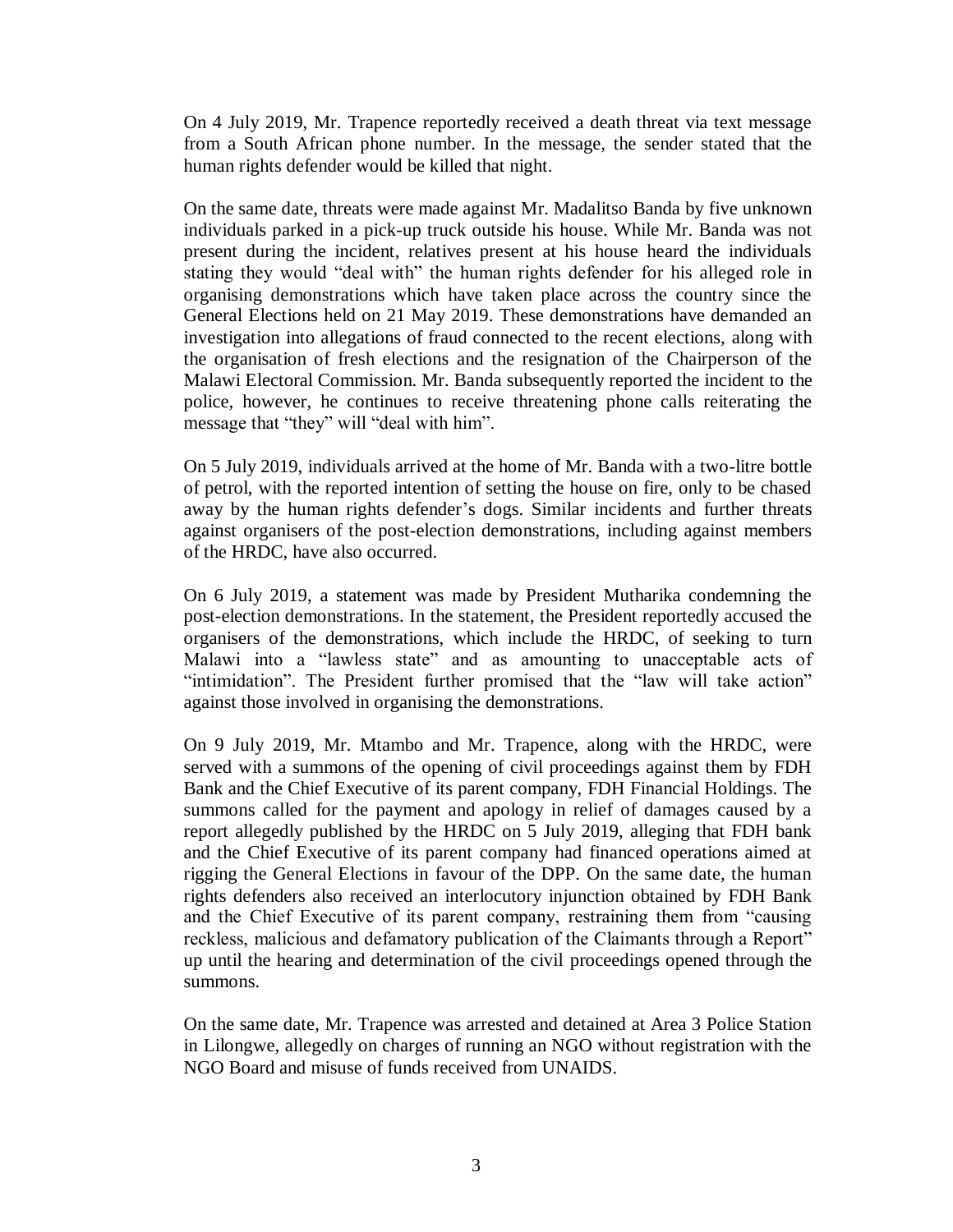On 4 July 2019, Mr. Trapence reportedly received a death threat via text message from a South African phone number. In the message, the sender stated that the human rights defender would be killed that night.

On the same date, threats were made against Mr. Madalitso Banda by five unknown individuals parked in a pick-up truck outside his house. While Mr. Banda was not present during the incident, relatives present at his house heard the individuals stating they would "deal with" the human rights defender for his alleged role in organising demonstrations which have taken place across the country since the General Elections held on 21 May 2019. These demonstrations have demanded an investigation into allegations of fraud connected to the recent elections, along with the organisation of fresh elections and the resignation of the Chairperson of the Malawi Electoral Commission. Mr. Banda subsequently reported the incident to the police, however, he continues to receive threatening phone calls reiterating the message that "they" will "deal with him".

On 5 July 2019, individuals arrived at the home of Mr. Banda with a two-litre bottle of petrol, with the reported intention of setting the house on fire, only to be chased away by the human rights defender's dogs. Similar incidents and further threats against organisers of the post-election demonstrations, including against members of the HRDC, have also occurred.

On 6 July 2019, a statement was made by President Mutharika condemning the post-election demonstrations. In the statement, the President reportedly accused the organisers of the demonstrations, which include the HRDC, of seeking to turn Malawi into a "lawless state" and as amounting to unacceptable acts of "intimidation". The President further promised that the "law will take action" against those involved in organising the demonstrations.

On 9 July 2019, Mr. Mtambo and Mr. Trapence, along with the HRDC, were served with a summons of the opening of civil proceedings against them by FDH Bank and the Chief Executive of its parent company, FDH Financial Holdings. The summons called for the payment and apology in relief of damages caused by a report allegedly published by the HRDC on 5 July 2019, alleging that FDH bank and the Chief Executive of its parent company had financed operations aimed at rigging the General Elections in favour of the DPP. On the same date, the human rights defenders also received an interlocutory injunction obtained by FDH Bank and the Chief Executive of its parent company, restraining them from "causing reckless, malicious and defamatory publication of the Claimants through a Report" up until the hearing and determination of the civil proceedings opened through the summons.

On the same date, Mr. Trapence was arrested and detained at Area 3 Police Station in Lilongwe, allegedly on charges of running an NGO without registration with the NGO Board and misuse of funds received from UNAIDS.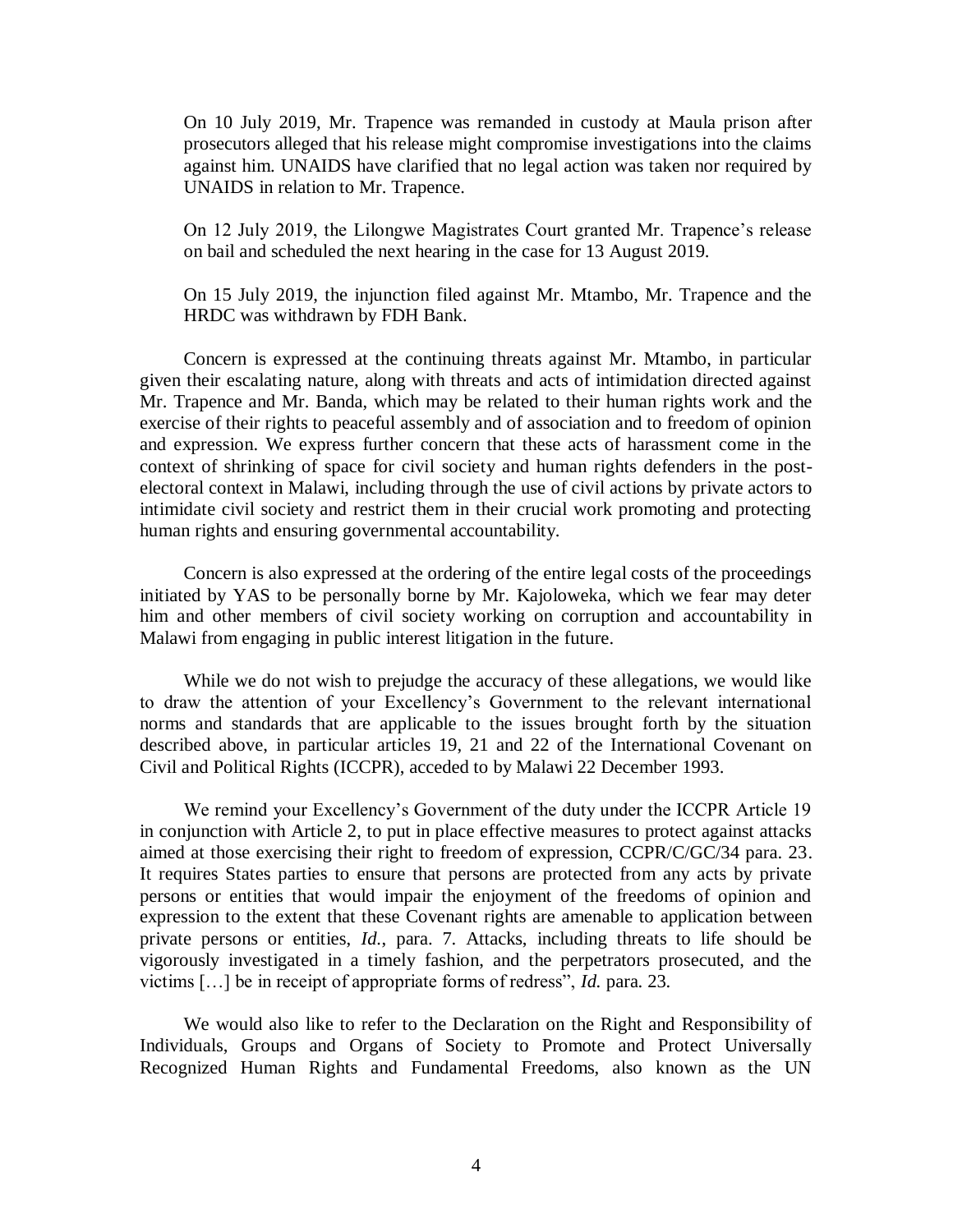On 10 July 2019, Mr. Trapence was remanded in custody at Maula prison after prosecutors alleged that his release might compromise investigations into the claims against him. UNAIDS have clarified that no legal action was taken nor required by UNAIDS in relation to Mr. Trapence.

On 12 July 2019, the Lilongwe Magistrates Court granted Mr. Trapence's release on bail and scheduled the next hearing in the case for 13 August 2019.

On 15 July 2019, the injunction filed against Mr. Mtambo, Mr. Trapence and the HRDC was withdrawn by FDH Bank.

Concern is expressed at the continuing threats against Mr. Mtambo, in particular given their escalating nature, along with threats and acts of intimidation directed against Mr. Trapence and Mr. Banda, which may be related to their human rights work and the exercise of their rights to peaceful assembly and of association and to freedom of opinion and expression. We express further concern that these acts of harassment come in the context of shrinking of space for civil society and human rights defenders in the post-electoral context in Malawi, including through the use of civil actions by private actors to intimidate civil society and restrict them in their crucial work promoting and protecting human rights and ensuring governmental accountability.

Concern is also expressed at the ordering of the entire legal costs of the proceedings initiated by YAS to be personally borne by Mr. Kajoloweka, which we fear may deter him and other members of civil society working on corruption and accountability in Malawi from engaging in public interest litigation in the future.

While we do not wish to prejudge the accuracy of these allegations, we would like to draw the attention of your Excellency's Government to the relevant international norms and standards that are applicable to the issues brought forth by the situation described above, in particular articles 19, 21 and 22 of the International Covenant on Civil and Political Rights (ICCPR), acceded to by Malawi 22 December 1993.

We remind your Excellency's Government of the duty under the ICCPR Article 19 in conjunction with Article 2, to put in place effective measures to protect against attacks aimed at those exercising their right to freedom of expression, CCPR/C/GC/34 para. 23. It requires States parties to ensure that persons are protected from any acts by private persons or entities that would impair the enjoyment of the freedoms of opinion and expression to the extent that these Covenant rights are amenable to application between private persons or entities, *Id.*, para. 7. Attacks, including threats to life should be vigorously investigated in a timely fashion, and the perpetrators prosecuted, and the victims […] be in receipt of appropriate forms of redress", *Id.* para. 23.

We would also like to refer to the Declaration on the Right and Responsibility of Individuals, Groups and Organs of Society to Promote and Protect Universally Recognized Human Rights and Fundamental Freedoms, also known as the UN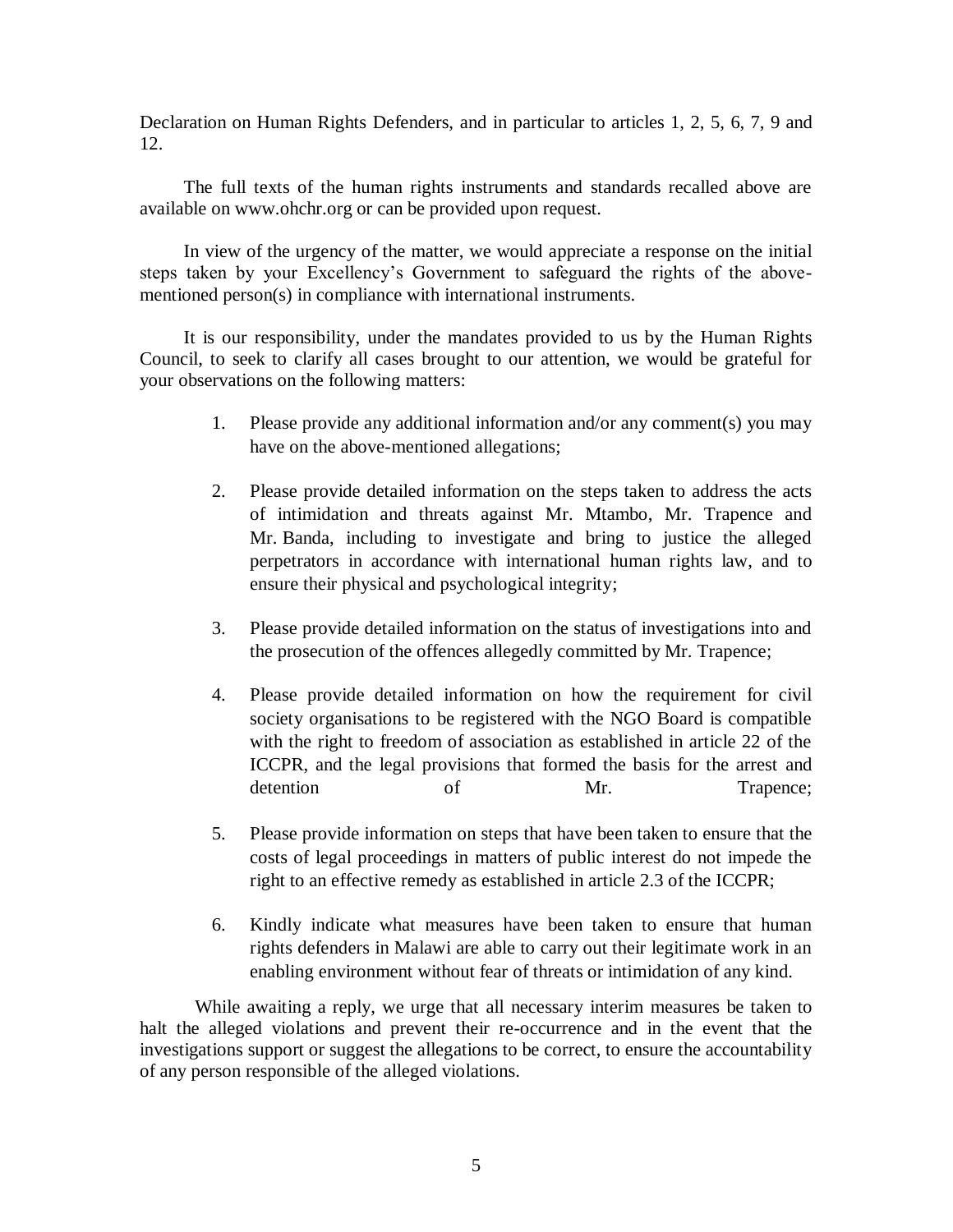Declaration on Human Rights Defenders, and in particular to articles 1, 2, 5, 6, 7, 9 and 12.

The full texts of the human rights instruments and standards recalled above are available on www.ohchr.org or can be provided upon request.

In view of the urgency of the matter, we would appreciate a response on the initial steps taken by your Excellency's Government to safeguard the rights of the above-mentioned person(s) in compliance with international instruments.

It is our responsibility, under the mandates provided to us by the Human Rights Council, to seek to clarify all cases brought to our attention, we would be grateful for your observations on the following matters:

1. Please provide any additional information and/or any comment(s) you may have on the above-mentioned allegations;

2. Please provide detailed information on the steps taken to address the acts of intimidation and threats against Mr. Mtambo, Mr. Trapence and Mr. Banda, including to investigate and bring to justice the alleged perpetrators in accordance with international human rights law, and to ensure their physical and psychological integrity;

3. Please provide detailed information on the status of investigations into and the prosecution of the offences allegedly committed by Mr. Trapence;

4. Please provide detailed information on how the requirement for civil society organisations to be registered with the NGO Board is compatible with the right to freedom of association as established in article 22 of the ICCPR, and the legal provisions that formed the basis for the arrest and detention of Mr. Trapence;

5. Please provide information on steps that have been taken to ensure that the costs of legal proceedings in matters of public interest do not impede the right to an effective remedy as established in article 2.3 of the ICCPR;

6. Kindly indicate what measures have been taken to ensure that human rights defenders in Malawi are able to carry out their legitimate work in an enabling environment without fear of threats or intimidation of any kind.

While awaiting a reply, we urge that all necessary interim measures be taken to halt the alleged violations and prevent their re-occurrence and in the event that the investigations support or suggest the allegations to be correct, to ensure the accountability of any person responsible of the alleged violations.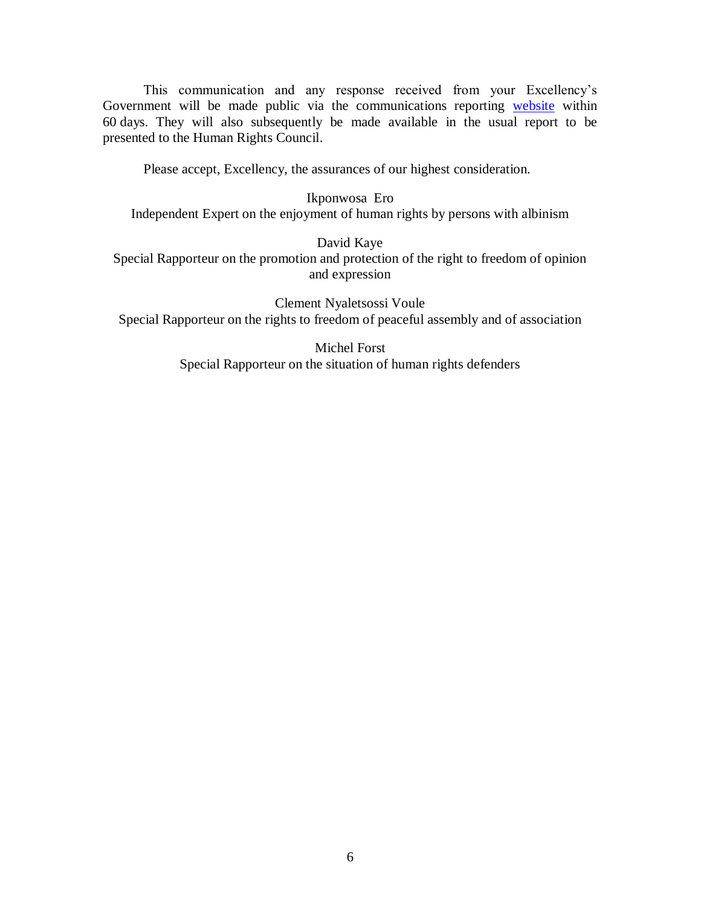This communication and any response received from your Excellency's Government will be made public via the communications reporting [website](website) within 60 days. They will also subsequently be made available in the usual report to be presented to the Human Rights Council.

Please accept, Excellency, the assurances of our highest consideration.

Ikponwosa Ero
Independent Expert on the enjoyment of human rights by persons with albinism

David Kaye
Special Rapporteur on the promotion and protection of the right to freedom of opinion and expression

Clement Nyaletsossi Voule
Special Rapporteur on the rights to freedom of peaceful assembly and of association

Michel Forst
Special Rapporteur on the situation of human rights defenders